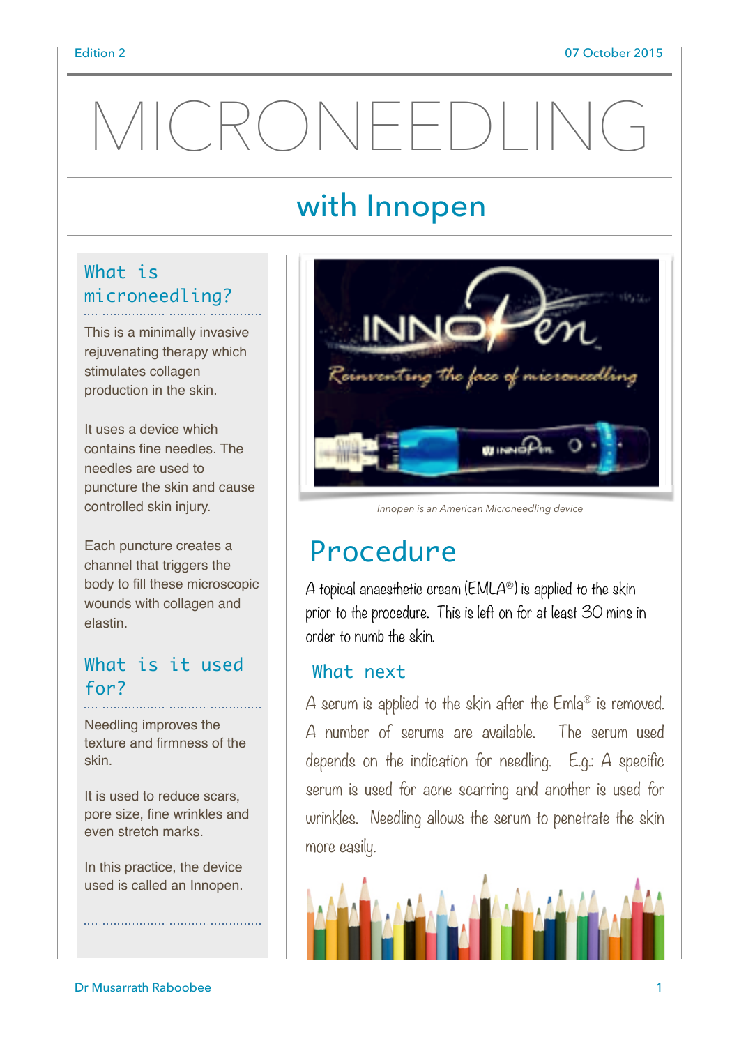Edition 2

07 October 2015

# MICRONEEDLING

## with Innopen

### What is microneedling?

This is a minimally invasive rejuvenating therapy which stimulates collagen production in the skin.

It uses a device which contains fine needles. The needles are used to puncture the skin and cause controlled skin injury.

Each puncture creates a channel that triggers the body to fill these microscopic wounds with collagen and elastin.

### What is it used for?

Needling improves the texture and firmness of the skin.

It is used to reduce scars, pore size, fine wrinkles and even stretch marks.

In this practice, the device used is called an Innopen.

*Innopen is an American Microneedling device*

## Procedure

A topical anaesthetic cream (EMLA®) is applied to the skin prior to the procedure. This is left on for at least 30 mins in order to numb the skin.

### What next

A serum is applied to the skin after the Emla® is removed. A number of serums are available. The serum used depends on the indication for needling. E.g.: A specific serum is used for acne scarring and another is used for wrinkles. Needling allows the serum to penetrate the skin more easily.

Dr Musarrath Raboobee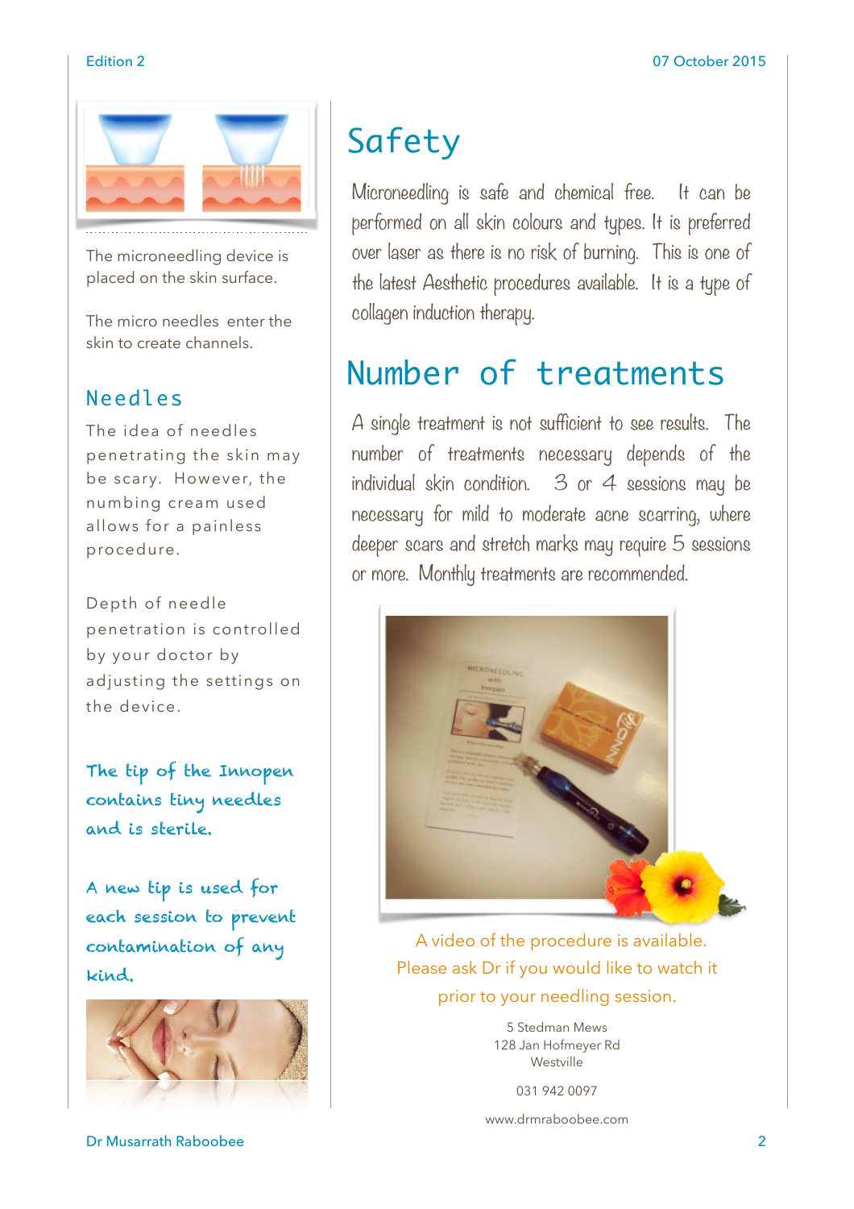The microneedling device is placed on the skin surface.

The micro needles enter the skin to create channels.

## Needles

The idea of needles penetrating the skin may be scary. However, the numbing cream used allows for a painless procedure.

Depth of needle penetration is controlled by your doctor by adjusting the settings on the device.

The tip of the Innopen contains tiny needles and is sterile.

A new tip is used for each session to prevent contamination of any kind.

# Safety

Microneedling is safe and chemical free. It can be performed on all skin colours and types. It is preferred over laser as there is no risk of burning. This is one of the latest Aesthetic procedures available. It is a type of collagen induction therapy.

# Number of treatments

A single treatment is not sufficient to see results. The number of treatments necessary depends of the individual skin condition. 3 or 4 sessions may be necessary for mild to moderate acne scarring, where deeper scars and stretch marks may require 5 sessions or more. Monthly treatments are recommended.

A video of the procedure is available. Please ask Dr if you would like to watch it prior to your needling session.

5 Stedman Mews
128 Jan Hofmeyer Rd
Westville

031 942 0097

www.drmraboobee.com